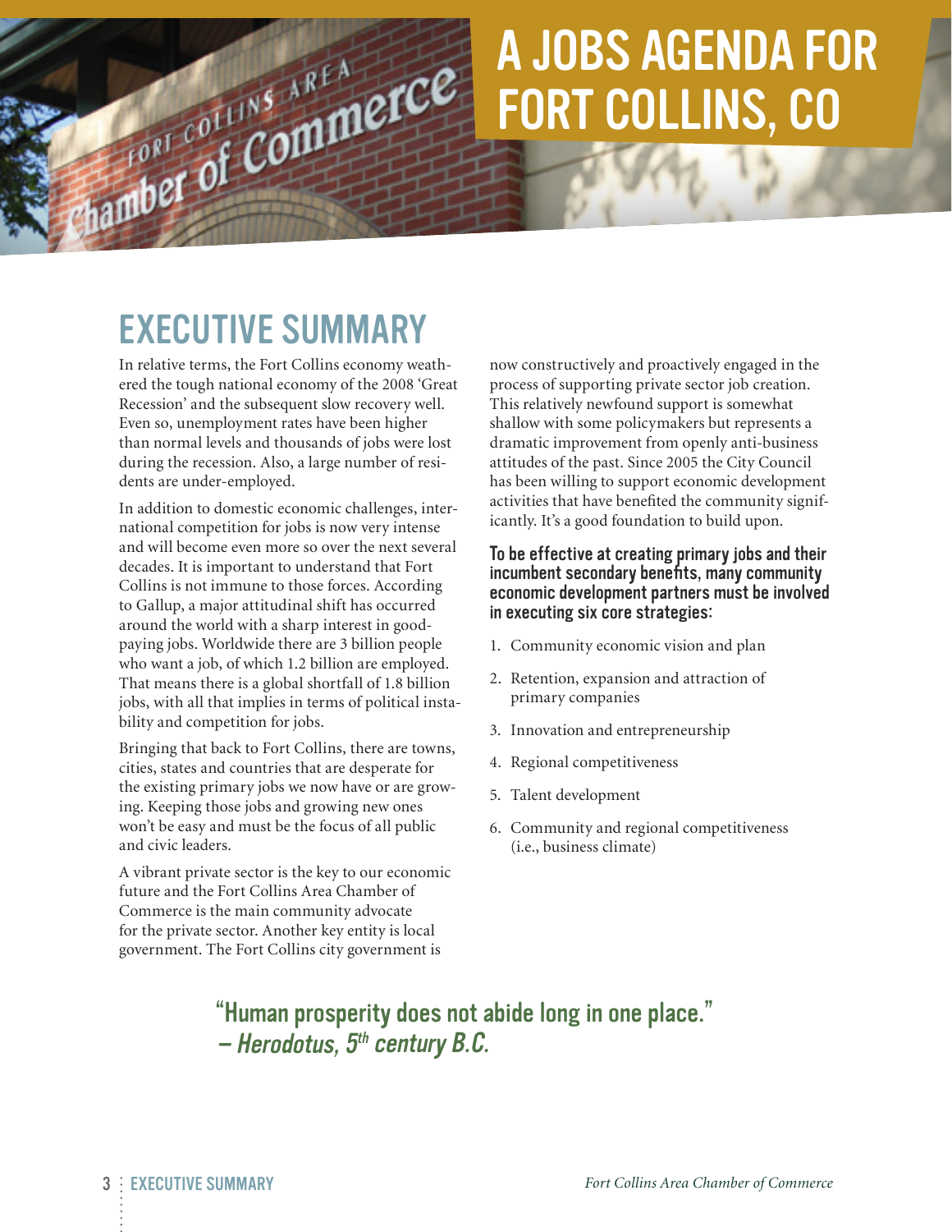# A JOBS AGENDA FOR FORT COLLINS, CO

## EXECUTIVE SUMMARY

In relative terms, the Fort Collins economy weathered the tough national economy of the 2008 'Great Recession' and the subsequent slow recovery well. Even so, unemployment rates have been higher than normal levels and thousands of jobs were lost during the recession. Also, a large number of residents are under-employed.

In addition to domestic economic challenges, international competition for jobs is now very intense and will become even more so over the next several decades. It is important to understand that Fort Collins is not immune to those forces. According to Gallup, a major attitudinal shift has occurred around the world with a sharp interest in good-paying jobs. Worldwide there are 3 billion people who want a job, of which 1.2 billion are employed. That means there is a global shortfall of 1.8 billion jobs, with all that implies in terms of political instability and competition for jobs.

Bringing that back to Fort Collins, there are towns, cities, states and countries that are desperate for the existing primary jobs we now have or are growing. Keeping those jobs and growing new ones won't be easy and must be the focus of all public and civic leaders.

A vibrant private sector is the key to our economic future and the Fort Collins Area Chamber of Commerce is the main community advocate for the private sector. Another key entity is local government. The Fort Collins city government is now constructively and proactively engaged in the process of supporting private sector job creation. This relatively newfound support is somewhat shallow with some policymakers but represents a dramatic improvement from openly anti-business attitudes of the past. Since 2005 the City Council has been willing to support economic development activities that have benefited the community significantly. It's a good foundation to build upon.

**To be effective at creating primary jobs and their incumbent secondary benefits, many community economic development partners must be involved in executing six core strategies:**

1. Community economic vision and plan
2. Retention, expansion and attraction of primary companies
3. Innovation and entrepreneurship
4. Regional competitiveness
5. Talent development
6. Community and regional competitiveness (i.e., business climate)

**"Human prosperity does not abide long in one place."**
***– Herodotus, 5th century B.C.***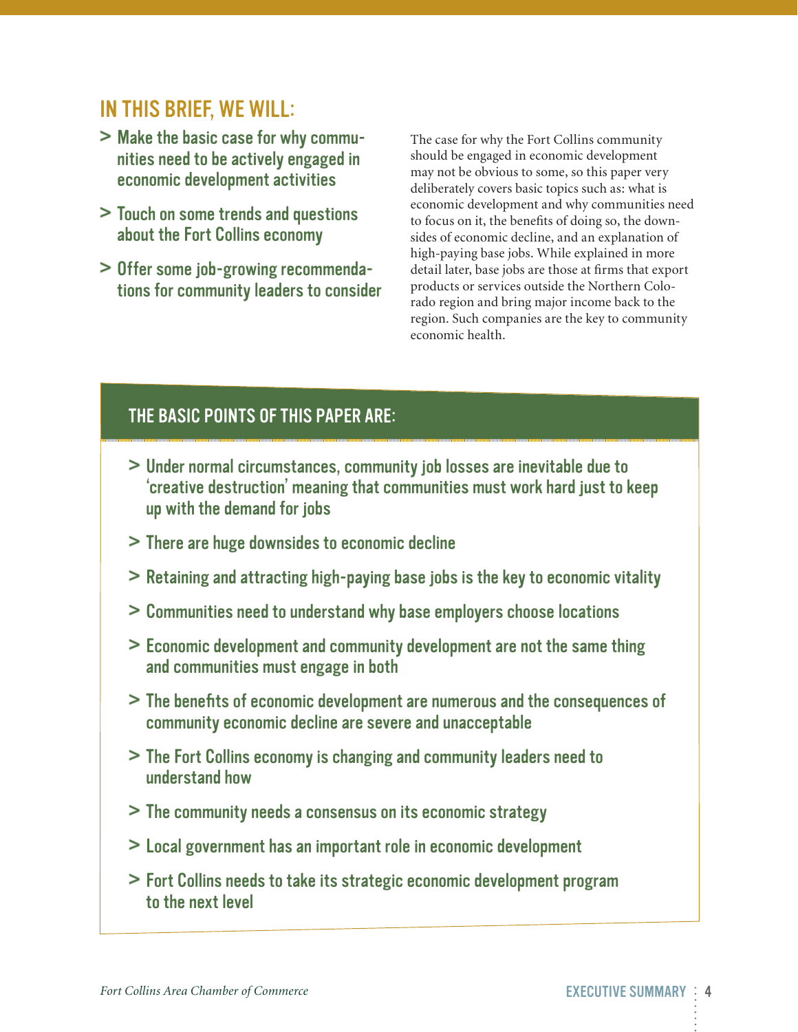## IN THIS BRIEF, WE WILL:

- Make the basic case for why communities need to be actively engaged in economic development activities
- Touch on some trends and questions about the Fort Collins economy
- Offer some job-growing recommendations for community leaders to consider

The case for why the Fort Collins community should be engaged in economic development may not be obvious to some, so this paper very deliberately covers basic topics such as: what is economic development and why communities need to focus on it, the benefits of doing so, the downsides of economic decline, and an explanation of high-paying base jobs. While explained in more detail later, base jobs are those at firms that export products or services outside the Northern Colorado region and bring major income back to the region. Such companies are the key to community economic health.

### THE BASIC POINTS OF THIS PAPER ARE:

- Under normal circumstances, community job losses are inevitable due to 'creative destruction' meaning that communities must work hard just to keep up with the demand for jobs
- There are huge downsides to economic decline
- Retaining and attracting high-paying base jobs is the key to economic vitality
- Communities need to understand why base employers choose locations
- Economic development and community development are not the same thing and communities must engage in both
- The benefits of economic development are numerous and the consequences of community economic decline are severe and unacceptable
- The Fort Collins economy is changing and community leaders need to understand how
- The community needs a consensus on its economic strategy
- Local government has an important role in economic development
- Fort Collins needs to take its strategic economic development program to the next level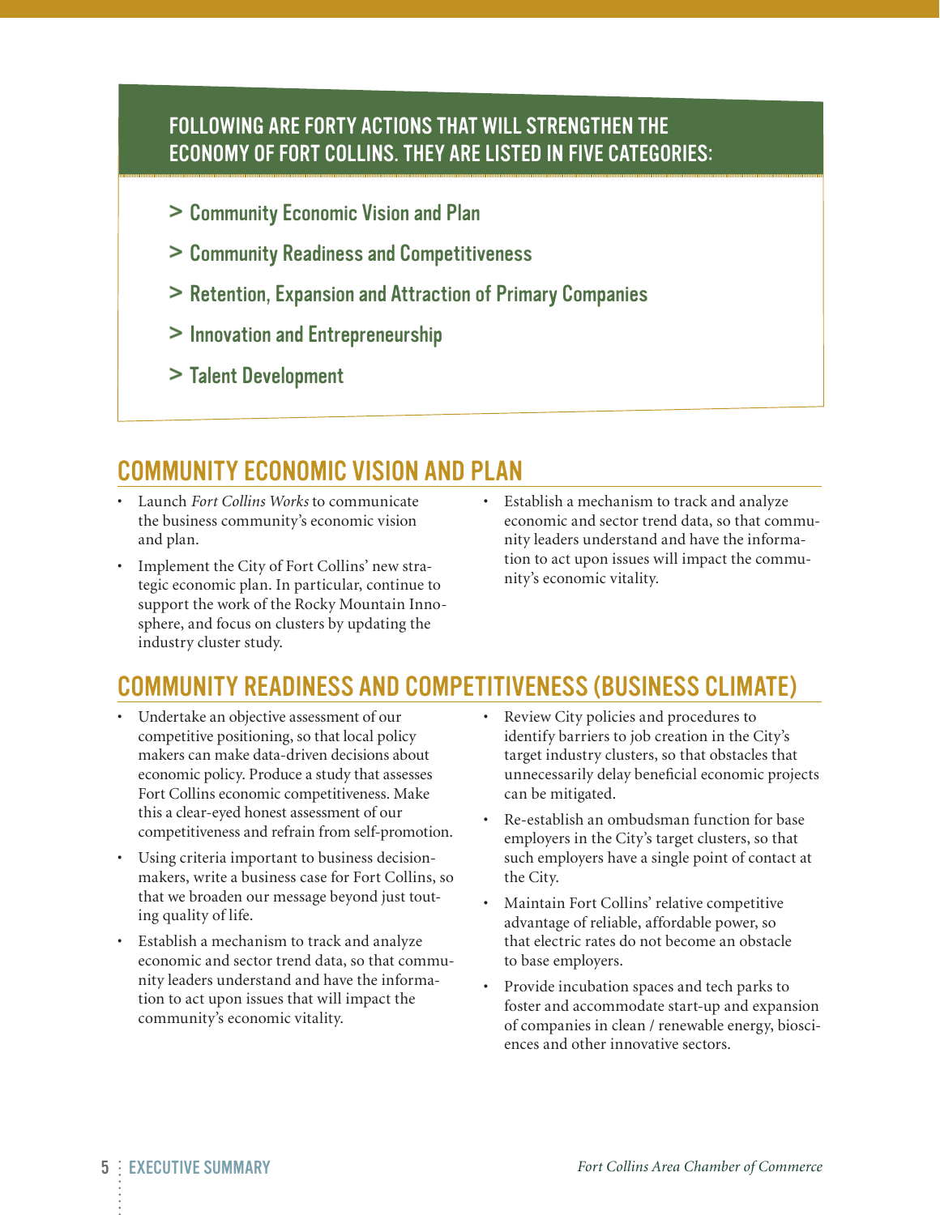## FOLLOWING ARE FORTY ACTIONS THAT WILL STRENGTHEN THE ECONOMY OF FORT COLLINS. THEY ARE LISTED IN FIVE CATEGORIES:

- > Community Economic Vision and Plan
- > Community Readiness and Competitiveness
- > Retention, Expansion and Attraction of Primary Companies
- > Innovation and Entrepreneurship
- > Talent Development

## COMMUNITY ECONOMIC VISION AND PLAN

- Launch *Fort Collins Works* to communicate the business community's economic vision and plan.
- Implement the City of Fort Collins' new strategic economic plan. In particular, continue to support the work of the Rocky Mountain Innosphere, and focus on clusters by updating the industry cluster study.
- Establish a mechanism to track and analyze economic and sector trend data, so that community leaders understand and have the information to act upon issues will impact the community's economic vitality.

## COMMUNITY READINESS AND COMPETITIVENESS (BUSINESS CLIMATE)

- Undertake an objective assessment of our competitive positioning, so that local policy makers can make data-driven decisions about economic policy. Produce a study that assesses Fort Collins economic competitiveness. Make this a clear-eyed honest assessment of our competitiveness and refrain from self-promotion.
- Using criteria important to business decision-makers, write a business case for Fort Collins, so that we broaden our message beyond just touting quality of life.
- Establish a mechanism to track and analyze economic and sector trend data, so that community leaders understand and have the information to act upon issues that will impact the community's economic vitality.
- Review City policies and procedures to identify barriers to job creation in the City's target industry clusters, so that obstacles that unnecessarily delay beneficial economic projects can be mitigated.
- Re-establish an ombudsman function for base employers in the City's target clusters, so that such employers have a single point of contact at the City.
- Maintain Fort Collins' relative competitive advantage of reliable, affordable power, so that electric rates do not become an obstacle to base employers.
- Provide incubation spaces and tech parks to foster and accommodate start-up and expansion of companies in clean / renewable energy, biosciences and other innovative sectors.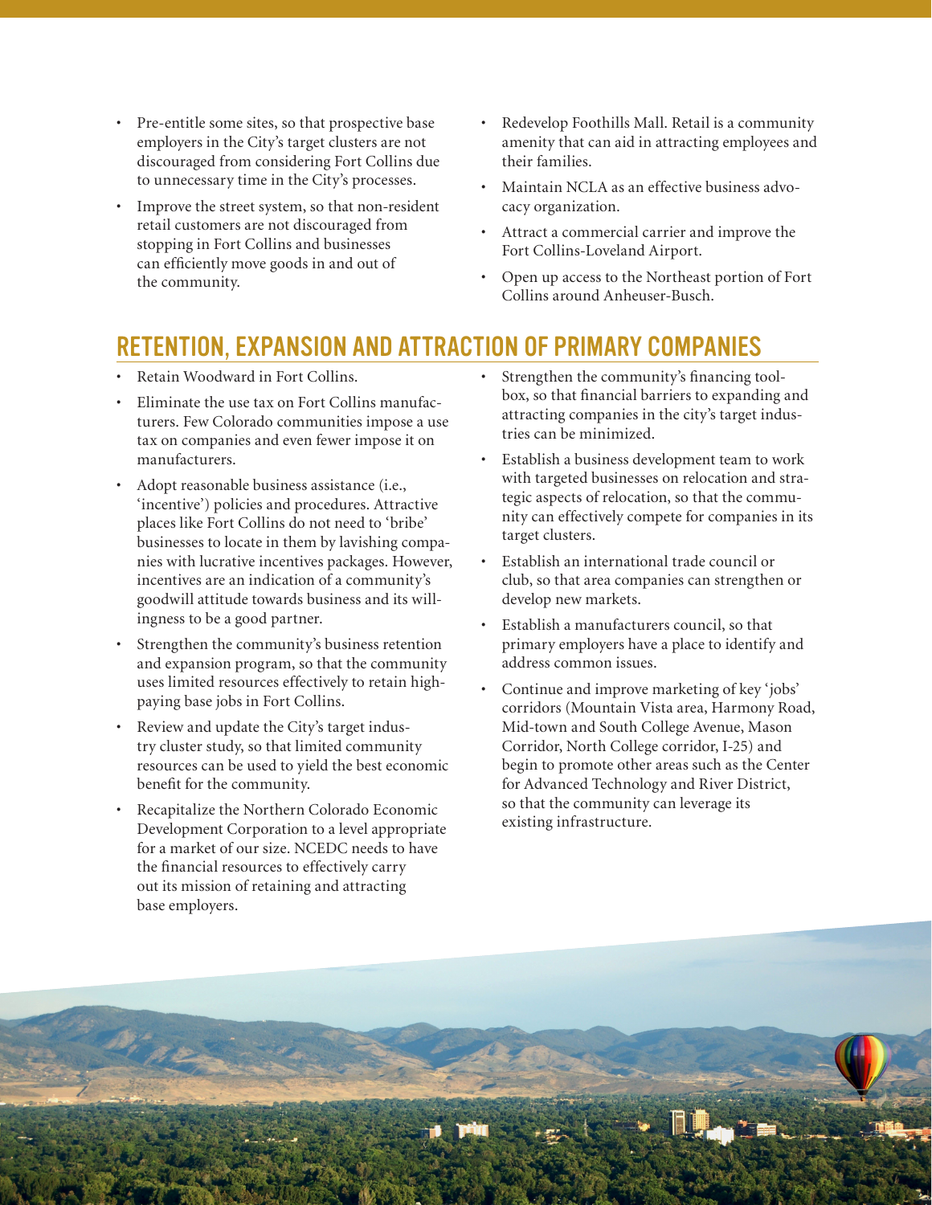- Pre-entitle some sites, so that prospective base employers in the City's target clusters are not discouraged from considering Fort Collins due to unnecessary time in the City's processes.
- Improve the street system, so that non-resident retail customers are not discouraged from stopping in Fort Collins and businesses can efficiently move goods in and out of the community.
- Redevelop Foothills Mall. Retail is a community amenity that can aid in attracting employees and their families.
- Maintain NCLA as an effective business advocacy organization.
- Attract a commercial carrier and improve the Fort Collins-Loveland Airport.
- Open up access to the Northeast portion of Fort Collins around Anheuser-Busch.

## RETENTION, EXPANSION AND ATTRACTION OF PRIMARY COMPANIES

- Retain Woodward in Fort Collins.
- Eliminate the use tax on Fort Collins manufacturers. Few Colorado communities impose a use tax on companies and even fewer impose it on manufacturers.
- Adopt reasonable business assistance (i.e., 'incentive') policies and procedures. Attractive places like Fort Collins do not need to 'bribe' businesses to locate in them by lavishing companies with lucrative incentives packages. However, incentives are an indication of a community's goodwill attitude towards business and its willingness to be a good partner.
- Strengthen the community's business retention and expansion program, so that the community uses limited resources effectively to retain high-paying base jobs in Fort Collins.
- Review and update the City's target industry cluster study, so that limited community resources can be used to yield the best economic benefit for the community.
- Recapitalize the Northern Colorado Economic Development Corporation to a level appropriate for a market of our size. NCEDC needs to have the financial resources to effectively carry out its mission of retaining and attracting base employers.
- Strengthen the community's financing toolbox, so that financial barriers to expanding and attracting companies in the city's target industries can be minimized.
- Establish a business development team to work with targeted businesses on relocation and strategic aspects of relocation, so that the community can effectively compete for companies in its target clusters.
- Establish an international trade council or club, so that area companies can strengthen or develop new markets.
- Establish a manufacturers council, so that primary employers have a place to identify and address common issues.
- Continue and improve marketing of key 'jobs' corridors (Mountain Vista area, Harmony Road, Mid-town and South College Avenue, Mason Corridor, North College corridor, I-25) and begin to promote other areas such as the Center for Advanced Technology and River District, so that the community can leverage its existing infrastructure.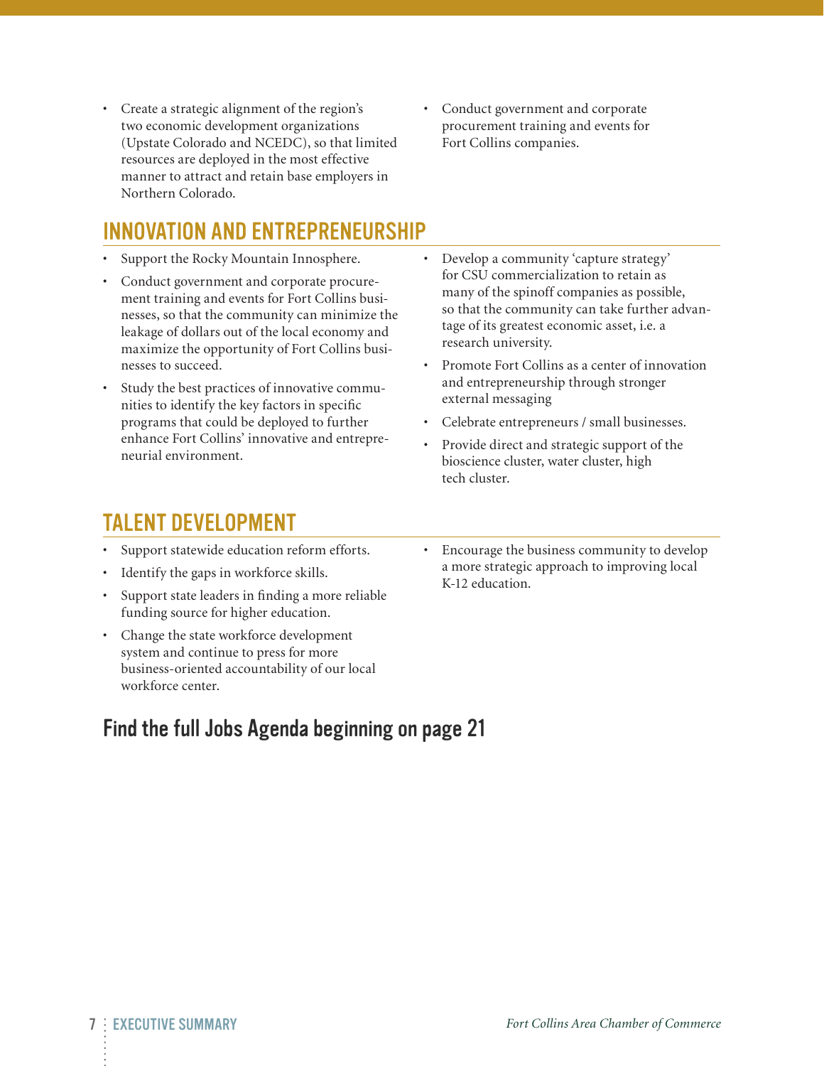- Create a strategic alignment of the region's two economic development organizations (Upstate Colorado and NCEDC), so that limited resources are deployed in the most effective manner to attract and retain base employers in Northern Colorado.
- Conduct government and corporate procurement training and events for Fort Collins companies.

## INNOVATION AND ENTREPRENEURSHIP

- Support the Rocky Mountain Innosphere.
- Conduct government and corporate procurement training and events for Fort Collins businesses, so that the community can minimize the leakage of dollars out of the local economy and maximize the opportunity of Fort Collins businesses to succeed.
- Study the best practices of innovative communities to identify the key factors in specific programs that could be deployed to further enhance Fort Collins' innovative and entrepreneurial environment.
- Develop a community 'capture strategy' for CSU commercialization to retain as many of the spinoff companies as possible, so that the community can take further advantage of its greatest economic asset, i.e. a research university.
- Promote Fort Collins as a center of innovation and entrepreneurship through stronger external messaging
- Celebrate entrepreneurs / small businesses.
- Provide direct and strategic support of the bioscience cluster, water cluster, high tech cluster.

## TALENT DEVELOPMENT

- Support statewide education reform efforts.
- Identify the gaps in workforce skills.
- Support state leaders in finding a more reliable funding source for higher education.
- Change the state workforce development system and continue to press for more business-oriented accountability of our local workforce center.
- Encourage the business community to develop a more strategic approach to improving local K-12 education.

## Find the full Jobs Agenda beginning on page 21